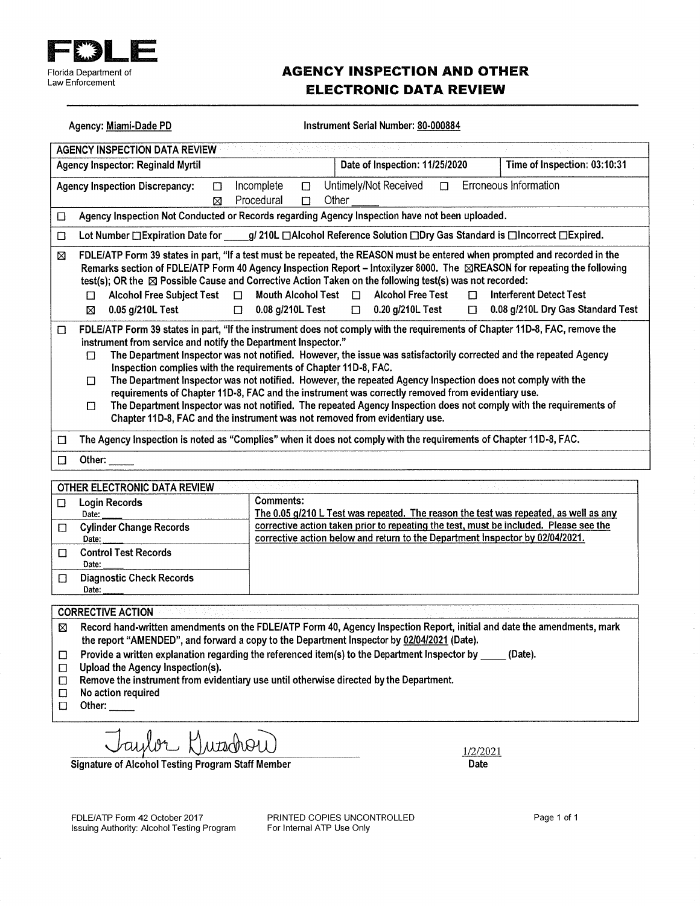FDLE

Florida Department of Law Enforcement

# AGENCY INSPECTION AND OTHER ELECTRONIC DATA REVIEW

**Agency:** Miami-Dade PD **Instrument Serial Number:** 80-000884

## AGENCY INSPECTION DATA REVIEW

| | | |
|---|---|---|
| **Agency Inspector: Reginald Myrtil** | **Date of Inspection: 11/25/2020** | **Time of Inspection: 03:10:31** |

**Agency Inspection Discrepancy:** ☐ Incomplete ☐ Untimely/Not Received ☐ Erroneous Information ☒ Procedural ☐ Other _____

☐ Agency Inspection Not Conducted or Records regarding Agency Inspection have not been uploaded.

☐ Lot Number ☐Expiration Date for _____g/ 210L ☐Alcohol Reference Solution ☐Dry Gas Standard is ☐Incorrect ☐Expired.

☒ FDLE/ATP Form 39 states in part, "If a test must be repeated, the REASON must be entered when prompted and recorded in the Remarks section of FDLE/ATP Form 40 Agency Inspection Report – Intoxilyzer 8000. The ☒REASON for repeating the following test(s); OR the ☒ Possible Cause and Corrective Action Taken on the following test(s) was not recorded:

- ☐ Alcohol Free Subject Test ☐ Mouth Alcohol Test ☐ Alcohol Free Test ☐ Interferent Detect Test
- ☒ 0.05 g/210L Test ☐ 0.08 g/210L Test ☐ 0.20 g/210L Test ☐ 0.08 g/210L Dry Gas Standard Test

☐ FDLE/ATP Form 39 states in part, "If the instrument does not comply with the requirements of Chapter 11D-8, FAC, remove the instrument from service and notify the Department Inspector."

- ☐ The Department Inspector was not notified. However, the issue was satisfactorily corrected and the repeated Agency Inspection complies with the requirements of Chapter 11D-8, FAC.
- ☐ The Department Inspector was not notified. However, the repeated Agency Inspection does not comply with the requirements of Chapter 11D-8, FAC and the instrument was correctly removed from evidentiary use.
- ☐ The Department Inspector was not notified. The repeated Agency Inspection does not comply with the requirements of Chapter 11D-8, FAC and the instrument was not removed from evidentiary use.

☐ The Agency Inspection is noted as "Complies" when it does not comply with the requirements of Chapter 11D-8, FAC.

☐ Other: _____

## OTHER ELECTRONIC DATA REVIEW

| | |
|---|---|
| ☐ Login Records Date: _____ | Comments: The 0.05 g/210 L Test was repeated. The reason the test was repeated, as well as any corrective action taken prior to repeating the test, must be included. Please see the corrective action below and return to the Department Inspector by 02/04/2021. |
| ☐ Cylinder Change Records Date: _____ | |
| ☐ Control Test Records Date: _____ | |
| ☐ Diagnostic Check Records Date: _____ | |

## CORRECTIVE ACTION

☒ Record hand-written amendments on the FDLE/ATP Form 40, Agency Inspection Report, initial and date the amendments, mark the report "AMENDED", and forward a copy to the Department Inspector by 02/04/2021 (Date).

☐ Provide a written explanation regarding the referenced item(s) to the Department Inspector by _____ (Date).

☐ Upload the Agency Inspection(s).

☐ Remove the instrument from evidentiary use until otherwise directed by the Department.

☐ No action required

☐ Other: _____

Taylor Hutchison

**Signature of Alcohol Testing Program Staff Member**

1/2/2021

**Date**

FDLE/ATP Form 42 October 2017
Issuing Authority: Alcohol Testing Program

PRINTED COPIES UNCONTROLLED
For Internal ATP Use Only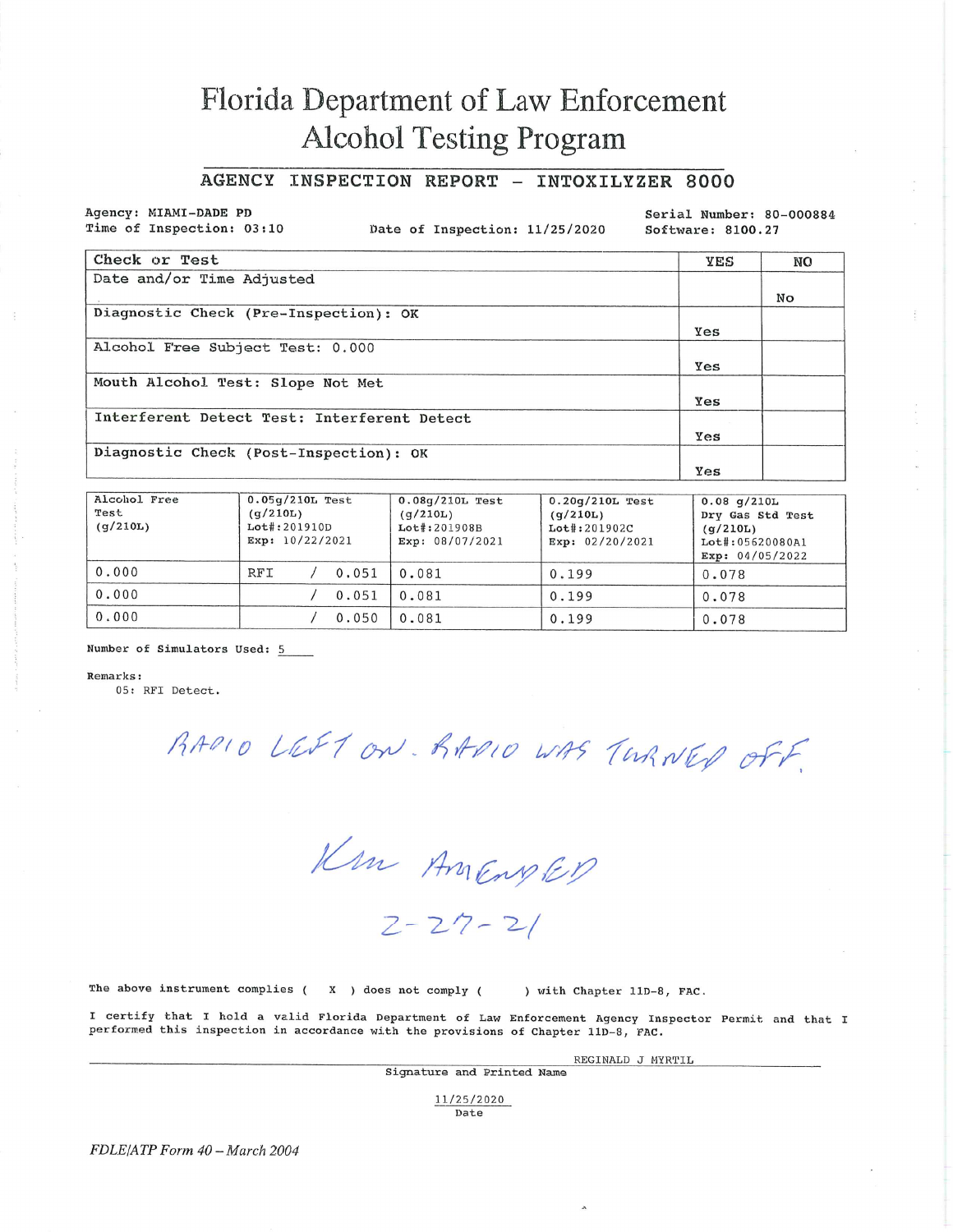# Florida Department of Law Enforcement
# Alcohol Testing Program

## AGENCY INSPECTION REPORT – INTOXILYZER 8000

Agency: MIAMI-DADE PD
Time of Inspection: 03:10

Date of Inspection: 11/25/2020

Serial Number: 80-000884
Software: 8100.27

| Check or Test | YES | NO |
|---|---|---|
| Date and/or Time Adjusted | | No |
| Diagnostic Check (Pre-Inspection): OK | Yes | |
| Alcohol Free Subject Test: 0.000 | Yes | |
| Mouth Alcohol Test: Slope Not Met | Yes | |
| Interferent Detect Test: Interferent Detect | Yes | |
| Diagnostic Check (Post-Inspection): OK | Yes | |

| Alcohol Free Test (g/210L) | 0.05g/210L Test (g/210L) Lot#:201910D Exp: 10/22/2021 | 0.08g/210L Test (g/210L) Lot#:201908B Exp: 08/07/2021 | 0.20g/210L Test (g/210L) Lot#:201902C Exp: 02/20/2021 | 0.08 g/210L Dry Gas Std Test (g/210L) Lot#:05620080A1 Exp: 04/05/2022 |
|---|---|---|---|---|
| 0.000 | RFI / 0.051 | 0.081 | 0.199 | 0.078 |
| 0.000 | / 0.051 | 0.081 | 0.199 | 0.078 |
| 0.000 | / 0.050 | 0.081 | 0.199 | 0.078 |

Number of Simulators Used: 5

Remarks:
05: RFI Detect.

RADIO LEFT ON. RADIO WAS TURNED OFF.

Km AMENDED
2-27-21

The above instrument complies ( X ) does not comply ( ) with Chapter 11D-8, FAC.

I certify that I hold a valid Florida Department of Law Enforcement Agency Inspector Permit and that I performed this inspection in accordance with the provisions of Chapter 11D-8, FAC.

REGINALD J MYRTIL
Signature and Printed Name

11/25/2020
Date

*FDLE/ATP Form 40 – March 2004*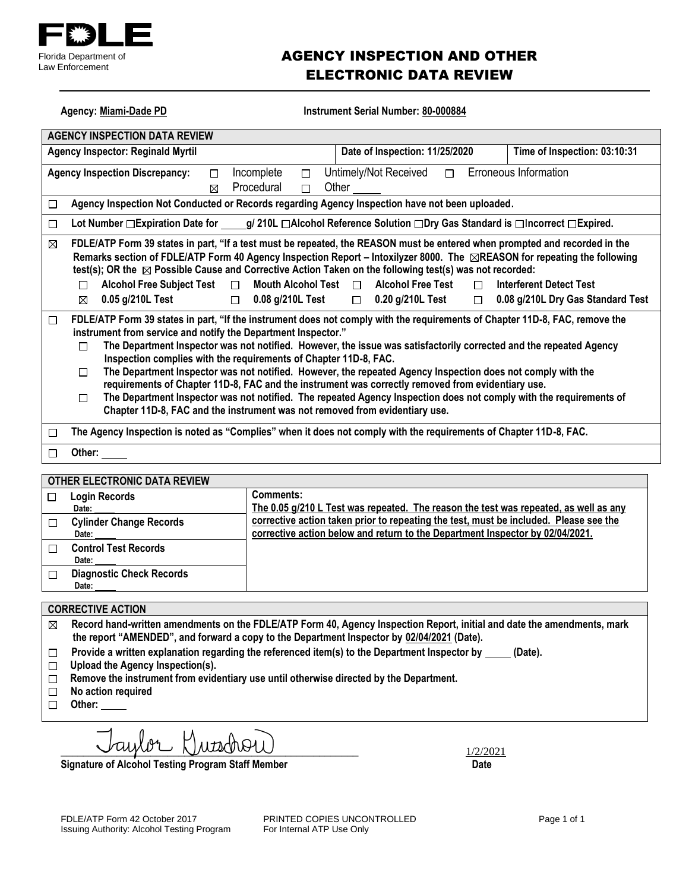**FDLE**
Florida Department of Law Enforcement

# AGENCY INSPECTION AND OTHER ELECTRONIC DATA REVIEW

**Agency:** Miami-Dade PD **Instrument Serial Number:** 80-000884

## AGENCY INSPECTION DATA REVIEW

| | | |
|---|---|---|
| **Agency Inspector: Reginald Myrtil** | **Date of Inspection: 11/25/2020** | **Time of Inspection: 03:10:31** |

**Agency Inspection Discrepancy:** ☐ Incomplete ☐ Untimely/Not Received ☐ Erroneous Information ☒ Procedural ☐ Other ____

☐ **Agency Inspection Not Conducted or Records regarding Agency Inspection have not been uploaded.**

☐ **Lot Number ☐Expiration Date for ____g/ 210L ☐Alcohol Reference Solution ☐Dry Gas Standard is ☐Incorrect ☐Expired.**

☒ **FDLE/ATP Form 39 states in part, "If a test must be repeated, the REASON must be entered when prompted and recorded in the Remarks section of FDLE/ATP Form 40 Agency Inspection Report – Intoxilyzer 8000. The ☒REASON for repeating the following test(s); OR the ☒ Possible Cause and Corrective Action Taken on the following test(s) was not recorded:**

- ☐ **Alcohol Free Subject Test** ☐ **Mouth Alcohol Test** ☐ **Alcohol Free Test** ☐ **Interferent Detect Test**
- ☒ **0.05 g/210L Test** ☐ **0.08 g/210L Test** ☐ **0.20 g/210L Test** ☐ **0.08 g/210L Dry Gas Standard Test**

☐ **FDLE/ATP Form 39 states in part, "If the instrument does not comply with the requirements of Chapter 11D-8, FAC, remove the instrument from service and notify the Department Inspector."**

- ☐ **The Department Inspector was not notified. However, the issue was satisfactorily corrected and the repeated Agency Inspection complies with the requirements of Chapter 11D-8, FAC.**
- ☐ **The Department Inspector was not notified. However, the repeated Agency Inspection does not comply with the requirements of Chapter 11D-8, FAC and the instrument was correctly removed from evidentiary use.**
- ☐ **The Department Inspector was not notified. The repeated Agency Inspection does not comply with the requirements of Chapter 11D-8, FAC and the instrument was not removed from evidentiary use.**

☐ **The Agency Inspection is noted as "Complies" when it does not comply with the requirements of Chapter 11D-8, FAC.**

☐ **Other:** ____

## OTHER ELECTRONIC DATA REVIEW

| | |
|---|---|
| ☐ **Login Records** Date: ____ | **Comments:** The 0.05 g/210 L Test was repeated. The reason the test was repeated, as well as any corrective action taken prior to repeating the test, must be included. Please see the corrective action below and return to the Department Inspector by 02/04/2021. |
| ☐ **Cylinder Change Records** Date: ____ | |
| ☐ **Control Test Records** Date: ____ | |
| ☐ **Diagnostic Check Records** Date: ____ | |

## CORRECTIVE ACTION

- ☒ **Record hand-written amendments on the FDLE/ATP Form 40, Agency Inspection Report, initial and date the amendments, mark the report "AMENDED", and forward a copy to the Department Inspector by 02/04/2021 (Date).**
- ☐ **Provide a written explanation regarding the referenced item(s) to the Department Inspector by ____ (Date).**
- ☐ **Upload the Agency Inspection(s).**
- ☐ **Remove the instrument from evidentiary use until otherwise directed by the Department.**
- ☐ **No action required**
- ☐ **Other:** ____

Taylor Kutschow
**Signature of Alcohol Testing Program Staff Member**

1/2/2021
**Date**

FDLE/ATP Form 42 October 2017
Issuing Authority: Alcohol Testing Program

PRINTED COPIES UNCONTROLLED
For Internal ATP Use Only